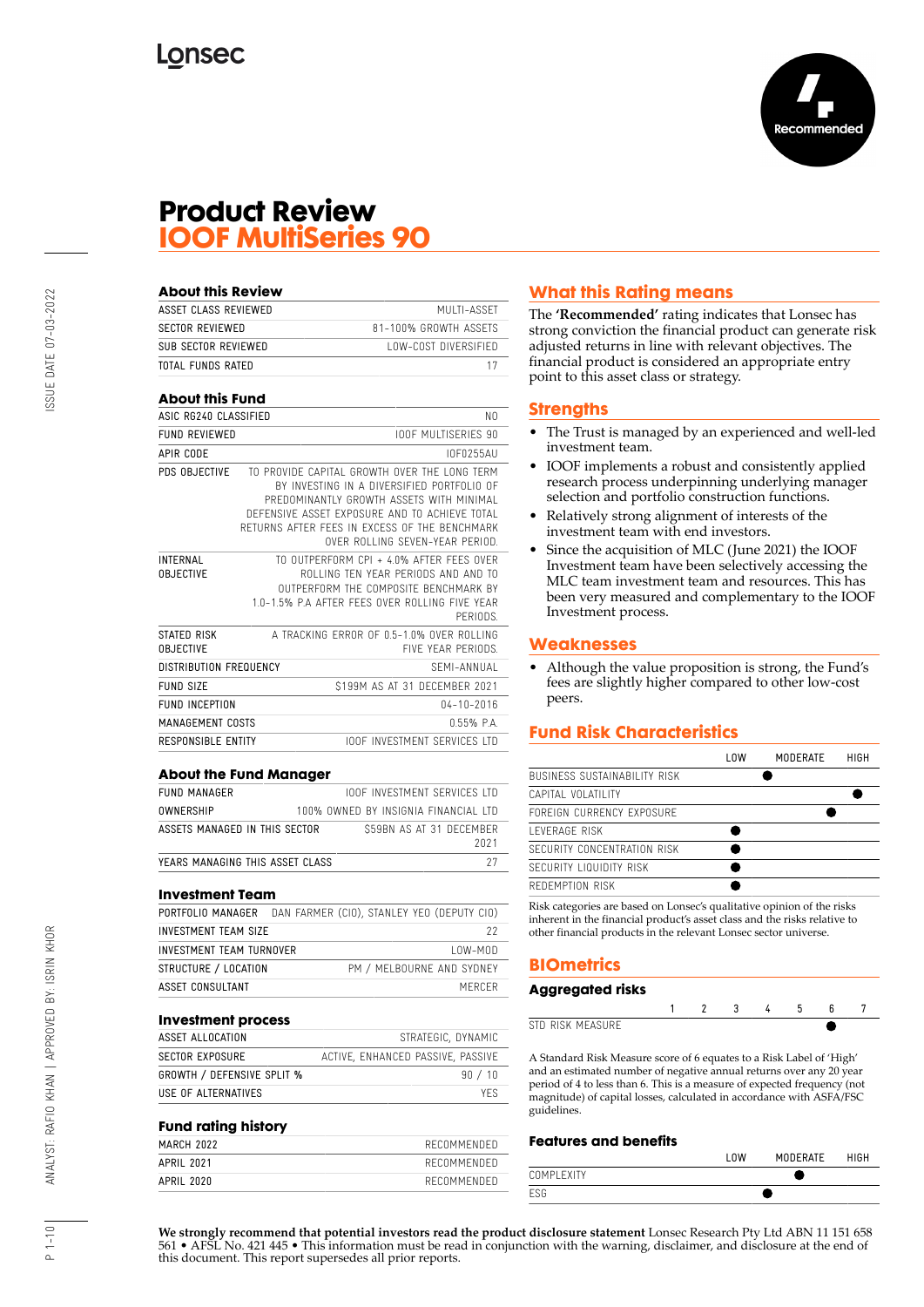# Product Review
## IOOF MultiSeries 90

**Recommended**

### About this Review

| | |
|---|---|
| ASSET CLASS REVIEWED | MULTI-ASSET |
| SECTOR REVIEWED | 81-100% GROWTH ASSETS |
| SUB SECTOR REVIEWED | LOW-COST DIVERSIFIED |
| TOTAL FUNDS RATED | 17 |

### About this Fund

| | |
|---|---|
| ASIC RG240 CLASSIFIED | NO |
| FUND REVIEWED | IOOF MULTISERIES 90 |
| APIR CODE | IOF0255AU |
| PDS OBJECTIVE | TO PROVIDE CAPITAL GROWTH OVER THE LONG TERM BY INVESTING IN A DIVERSIFIED PORTFOLIO OF PREDOMINANTLY GROWTH ASSETS WITH MINIMAL DEFENSIVE ASSET EXPOSURE AND TO ACHIEVE TOTAL RETURNS AFTER FEES IN EXCESS OF THE BENCHMARK OVER ROLLING SEVEN-YEAR PERIOD. |
| INTERNAL OBJECTIVE | TO OUTPERFORM CPI + 4.0% AFTER FEES OVER ROLLING TEN YEAR PERIODS AND AND TO OUTPERFORM THE COMPOSITE BENCHMARK BY 1.0-1.5% P.A AFTER FEES OVER ROLLING FIVE YEAR PERIODS. |
| STATED RISK OBJECTIVE | A TRACKING ERROR OF 0.5-1.0% OVER ROLLING FIVE YEAR PERIODS. |
| DISTRIBUTION FREQUENCY | SEMI-ANNUAL |
| FUND SIZE | $199M AS AT 31 DECEMBER 2021 |
| FUND INCEPTION | 04-10-2016 |
| MANAGEMENT COSTS | 0.55% P.A. |
| RESPONSIBLE ENTITY | IOOF INVESTMENT SERVICES LTD |

### About the Fund Manager

| | |
|---|---|
| FUND MANAGER | IOOF INVESTMENT SERVICES LTD |
| OWNERSHIP | 100% OWNED BY INSIGNIA FINANCIAL LTD |
| ASSETS MANAGED IN THIS SECTOR | $59BN AS AT 31 DECEMBER 2021 |
| YEARS MANAGING THIS ASSET CLASS | 27 |

### Investment Team

| | |
|---|---|
| PORTFOLIO MANAGER | DAN FARMER (CIO), STANLEY YEO (DEPUTY CIO) |
| INVESTMENT TEAM SIZE | 22 |
| INVESTMENT TEAM TURNOVER | LOW-MOD |
| STRUCTURE / LOCATION | PM / MELBOURNE AND SYDNEY |
| ASSET CONSULTANT | MERCER |

### Investment process

| | |
|---|---|
| ASSET ALLOCATION | STRATEGIC, DYNAMIC |
| SECTOR EXPOSURE | ACTIVE, ENHANCED PASSIVE, PASSIVE |
| GROWTH / DEFENSIVE SPLIT % | 90 / 10 |
| USE OF ALTERNATIVES | YES |

### Fund rating history

| | |
|---|---|
| MARCH 2022 | RECOMMENDED |
| APRIL 2021 | RECOMMENDED |
| APRIL 2020 | RECOMMENDED |

## What this Rating means

The **'Recommended'** rating indicates that Lonsec has strong conviction the financial product can generate risk adjusted returns in line with relevant objectives. The financial product is considered an appropriate entry point to this asset class or strategy.

## Strengths

- The Trust is managed by an experienced and well-led investment team.
- IOOF implements a robust and consistently applied research process underpinning underlying manager selection and portfolio construction functions.
- Relatively strong alignment of interests of the investment team with end investors.
- Since the acquisition of MLC (June 2021) the IOOF Investment team have been selectively accessing the MLC team investment team and resources. This has been very measured and complementary to the IOOF Investment process.

## Weaknesses

- Although the value proposition is strong, the Fund's fees are slightly higher compared to other low-cost peers.

## Fund Risk Characteristics

| | LOW | MODERATE | HIGH |
|---|---|---|---|
| BUSINESS SUSTAINABILITY RISK | | ● | |
| CAPITAL VOLATILITY | | | ● |
| FOREIGN CURRENCY EXPOSURE | | | ● |
| LEVERAGE RISK | ● | | |
| SECURITY CONCENTRATION RISK | ● | | |
| SECURITY LIQUIDITY RISK | ● | | |
| REDEMPTION RISK | ● | | |

Risk categories are based on Lonsec's qualitative opinion of the risks inherent in the financial product's asset class and the risks relative to other financial products in the relevant Lonsec sector universe.

## BIOmetrics

### Aggregated risks

| | 1 | 2 | 3 | 4 | 5 | 6 | 7 |
|---|---|---|---|---|---|---|---|
| STD RISK MEASURE | | | | | | ● | |

A Standard Risk Measure score of 6 equates to a Risk Label of 'High' and an estimated number of negative annual returns over any 20 year period of 4 to less than 6. This is a measure of expected frequency (not magnitude) of capital losses, calculated in accordance with ASFA/FSC guidelines.

### Features and benefits

| | LOW | MODERATE | HIGH |
|---|---|---|---|
| COMPLEXITY | | ● | |
| ESG | | ● | |

**We strongly recommend that potential investors read the product disclosure statement** Lonsec Research Pty Ltd ABN 11 151 658 561 • AFSL No. 421 445 • This information must be read in conjunction with the warning, disclaimer, and disclosure at the end of this document. This report supersedes all prior reports.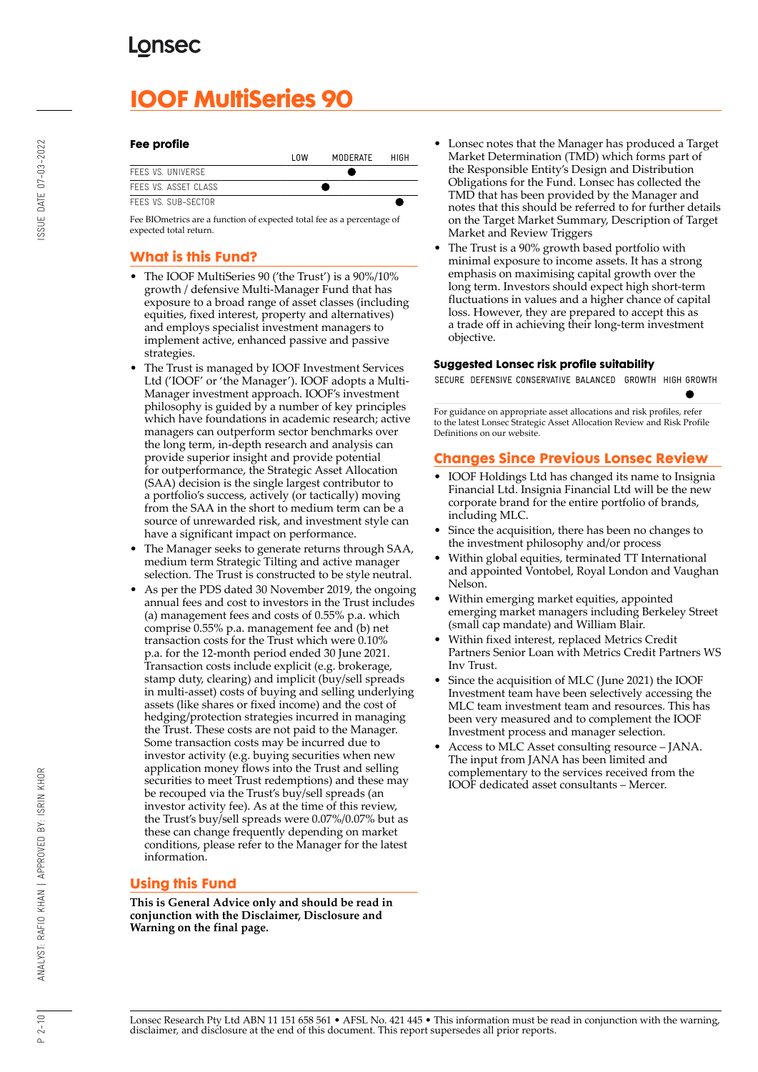# IOOF MultiSeries 90

### Fee profile

| | LOW | MODERATE | HIGH |
|---|---|---|---|
| FEES VS. UNIVERSE | | ● | |
| FEES VS. ASSET CLASS | | ● | |
| FEES VS. SUB-SECTOR | | | ● |

Fee BIOmetrics are a function of expected total fee as a percentage of expected total return.

## What is this Fund?

- The IOOF MultiSeries 90 ('the Trust') is a 90%/10% growth / defensive Multi-Manager Fund that has exposure to a broad range of asset classes (including equities, fixed interest, property and alternatives) and employs specialist investment managers to implement active, enhanced passive and passive strategies.
- The Trust is managed by IOOF Investment Services Ltd ('IOOF' or 'the Manager'). IOOF adopts a Multi-Manager investment approach. IOOF's investment philosophy is guided by a number of key principles which have foundations in academic research; active managers can outperform sector benchmarks over the long term, in-depth research and analysis can provide superior insight and provide potential for outperformance, the Strategic Asset Allocation (SAA) decision is the single largest contributor to a portfolio's success, actively (or tactically) moving from the SAA in the short to medium term can be a source of unrewarded risk, and investment style can have a significant impact on performance.
- The Manager seeks to generate returns through SAA, medium term Strategic Tilting and active manager selection. The Trust is constructed to be style neutral.
- As per the PDS dated 30 November 2019, the ongoing annual fees and cost to investors in the Trust includes (a) management fees and costs of 0.55% p.a. which comprise 0.55% p.a. management fee and (b) net transaction costs for the Trust which were 0.10% p.a. for the 12-month period ended 30 June 2021. Transaction costs include explicit (e.g. brokerage, stamp duty, clearing) and implicit (buy/sell spreads in multi-asset) costs of buying and selling underlying assets (like shares or fixed income) and the cost of hedging/protection strategies incurred in managing the Trust. These costs are not paid to the Manager. Some transaction costs may be incurred due to investor activity (e.g. buying securities when new application money flows into the Trust and selling securities to meet Trust redemptions) and these may be recouped via the Trust's buy/sell spreads (an investor activity fee). As at the time of this review, the Trust's buy/sell spreads were 0.07%/0.07% but as these can change frequently depending on market conditions, please refer to the Manager for the latest information.

## Using this Fund

**This is General Advice only and should be read in conjunction with the Disclaimer, Disclosure and Warning on the final page.**

- Lonsec notes that the Manager has produced a Target Market Determination (TMD) which forms part of the Responsible Entity's Design and Distribution Obligations for the Fund. Lonsec has collected the TMD that has been provided by the Manager and notes that this should be referred to for further details on the Target Market Summary, Description of Target Market and Review Triggers
- The Trust is a 90% growth based portfolio with minimal exposure to income assets. It has a strong emphasis on maximising capital growth over the long term. Investors should expect high short-term fluctuations in values and a higher chance of capital loss. However, they are prepared to accept this as a trade off in achieving their long-term investment objective.

### Suggested Lonsec risk profile suitability

| SECURE | DEFENSIVE | CONSERVATIVE | BALANCED | GROWTH | HIGH GROWTH |
|---|---|---|---|---|---|
| | | | | | ● |

For guidance on appropriate asset allocations and risk profiles, refer to the latest Lonsec Strategic Asset Allocation Review and Risk Profile Definitions on our website.

## Changes Since Previous Lonsec Review

- IOOF Holdings Ltd has changed its name to Insignia Financial Ltd. Insignia Financial Ltd will be the new corporate brand for the entire portfolio of brands, including MLC.
- Since the acquisition, there has been no changes to the investment philosophy and/or process
- Within global equities, terminated TT International and appointed Vontobel, Royal London and Vaughan Nelson.
- Within emerging market equities, appointed emerging market managers including Berkeley Street (small cap mandate) and William Blair.
- Within fixed interest, replaced Metrics Credit Partners Senior Loan with Metrics Credit Partners WS Inv Trust.
- Since the acquisition of MLC (June 2021) the IOOF Investment team have been selectively accessing the MLC team investment team and resources. This has been very measured and to complement the IOOF Investment process and manager selection.
- Access to MLC Asset consulting resource – JANA. The input from JANA has been limited and complementary to the services received from the IOOF dedicated asset consultants – Mercer.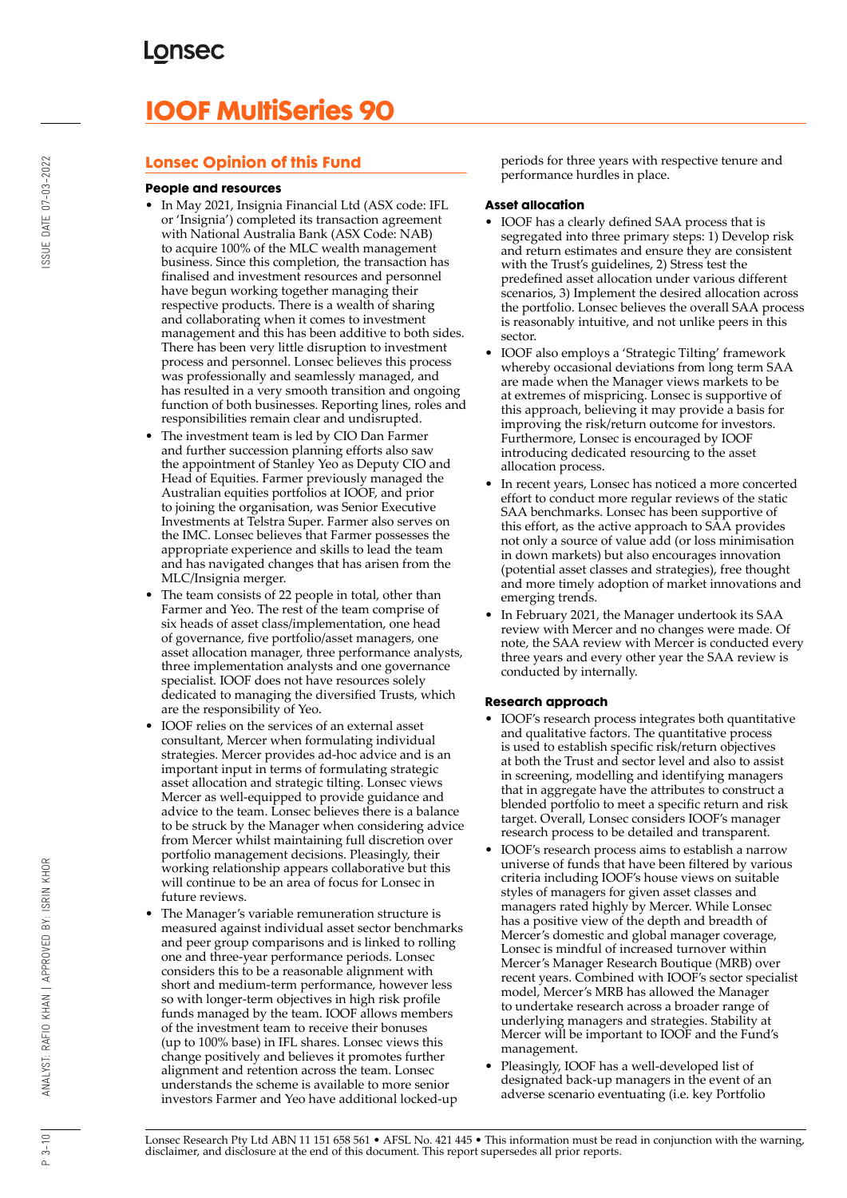# IOOF MultiSeries 90

## Lonsec Opinion of this Fund

### People and resources

- In May 2021, Insignia Financial Ltd (ASX code: IFL or 'Insignia') completed its transaction agreement with National Australia Bank (ASX Code: NAB) to acquire 100% of the MLC wealth management business. Since this completion, the transaction has finalised and investment resources and personnel have begun working together managing their respective products. There is a wealth of sharing and collaborating when it comes to investment management and this has been additive to both sides. There has been very little disruption to investment process and personnel. Lonsec believes this process was professionally and seamlessly managed, and has resulted in a very smooth transition and ongoing function of both businesses. Reporting lines, roles and responsibilities remain clear and undisrupted.
- The investment team is led by CIO Dan Farmer and further succession planning efforts also saw the appointment of Stanley Yeo as Deputy CIO and Head of Equities. Farmer previously managed the Australian equities portfolios at IOOF, and prior to joining the organisation, was Senior Executive Investments at Telstra Super. Farmer also serves on the IMC. Lonsec believes that Farmer possesses the appropriate experience and skills to lead the team and has navigated changes that has arisen from the MLC/Insignia merger.
- The team consists of 22 people in total, other than Farmer and Yeo. The rest of the team comprise of six heads of asset class/implementation, one head of governance, five portfolio/asset managers, one asset allocation manager, three performance analysts, three implementation analysts and one governance specialist. IOOF does not have resources solely dedicated to managing the diversified Trusts, which are the responsibility of Yeo.
- IOOF relies on the services of an external asset consultant, Mercer when formulating individual strategies. Mercer provides ad-hoc advice and is an important input in terms of formulating strategic asset allocation and strategic tilting. Lonsec views Mercer as well-equipped to provide guidance and advice to the team. Lonsec believes there is a balance to be struck by the Manager when considering advice from Mercer whilst maintaining full discretion over portfolio management decisions. Pleasingly, their working relationship appears collaborative but this will continue to be an area of focus for Lonsec in future reviews.
- The Manager's variable remuneration structure is measured against individual asset sector benchmarks and peer group comparisons and is linked to rolling one and three-year performance periods. Lonsec considers this to be a reasonable alignment with short and medium-term performance, however less so with longer-term objectives in high risk profile funds managed by the team. IOOF allows members of the investment team to receive their bonuses (up to 100% base) in IFL shares. Lonsec views this change positively and believes it promotes further alignment and retention across the team. Lonsec understands the scheme is available to more senior investors Farmer and Yeo have additional locked-up periods for three years with respective tenure and performance hurdles in place.

### Asset allocation

- IOOF has a clearly defined SAA process that is segregated into three primary steps: 1) Develop risk and return estimates and ensure they are consistent with the Trust's guidelines, 2) Stress test the predefined asset allocation under various different scenarios, 3) Implement the desired allocation across the portfolio. Lonsec believes the overall SAA process is reasonably intuitive, and not unlike peers in this sector.
- IOOF also employs a 'Strategic Tilting' framework whereby occasional deviations from long term SAA are made when the Manager views markets to be at extremes of mispricing. Lonsec is supportive of this approach, believing it may provide a basis for improving the risk/return outcome for investors. Furthermore, Lonsec is encouraged by IOOF introducing dedicated resourcing to the asset allocation process.
- In recent years, Lonsec has noticed a more concerted effort to conduct more regular reviews of the static SAA benchmarks. Lonsec has been supportive of this effort, as the active approach to SAA provides not only a source of value add (or loss minimisation in down markets) but also encourages innovation (potential asset classes and strategies), free thought and more timely adoption of market innovations and emerging trends.
- In February 2021, the Manager undertook its SAA review with Mercer and no changes were made. Of note, the SAA review with Mercer is conducted every three years and every other year the SAA review is conducted by internally.

### Research approach

- IOOF's research process integrates both quantitative and qualitative factors. The quantitative process is used to establish specific risk/return objectives at both the Trust and sector level and also to assist in screening, modelling and identifying managers that in aggregate have the attributes to construct a blended portfolio to meet a specific return and risk target. Overall, Lonsec considers IOOF's manager research process to be detailed and transparent.
- IOOF's research process aims to establish a narrow universe of funds that have been filtered by various criteria including IOOF's house views on suitable styles of managers for given asset classes and managers rated highly by Mercer. While Lonsec has a positive view of the depth and breadth of Mercer's domestic and global manager coverage, Lonsec is mindful of increased turnover within Mercer's Manager Research Boutique (MRB) over recent years. Combined with IOOF's sector specialist model, Mercer's MRB has allowed the Manager to undertake research across a broader range of underlying managers and strategies. Stability at Mercer will be important to IOOF and the Fund's management.
- Pleasingly, IOOF has a well-developed list of designated back-up managers in the event of an adverse scenario eventuating (i.e. key Portfolio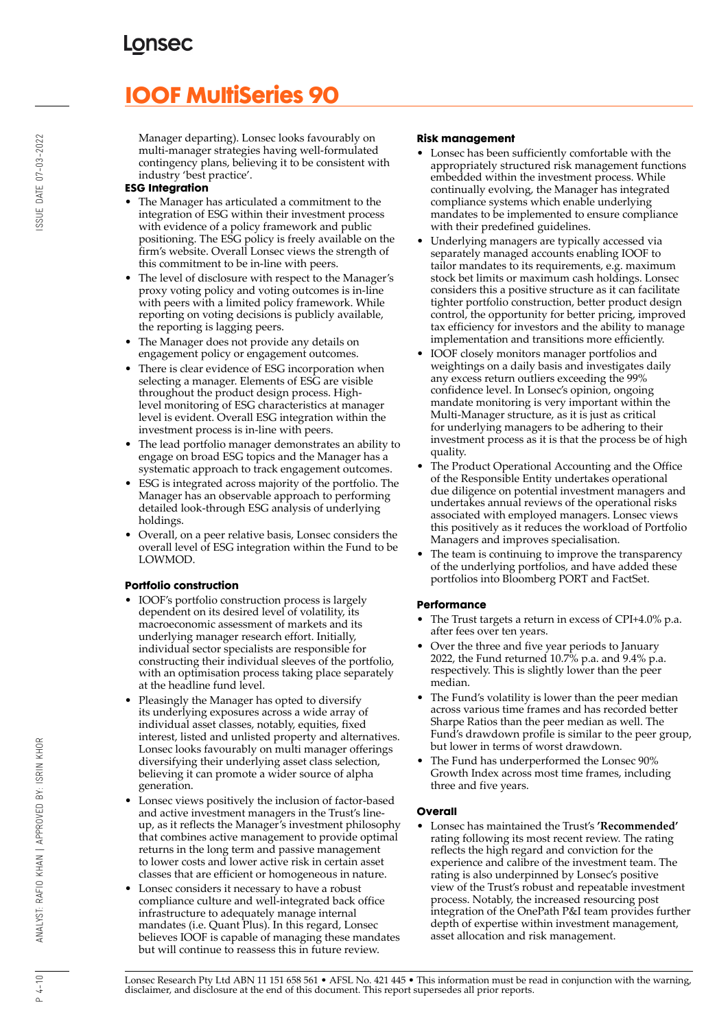Manager departing). Lonsec looks favourably on multi-manager strategies having well-formulated contingency plans, believing it to be consistent with industry 'best practice'.

### ESG Integration

- The Manager has articulated a commitment to the integration of ESG within their investment process with evidence of a policy framework and public positioning. The ESG policy is freely available on the firm's website. Overall Lonsec views the strength of this commitment to be in-line with peers.
- The level of disclosure with respect to the Manager's proxy voting policy and voting outcomes is in-line with peers with a limited policy framework. While reporting on voting decisions is publicly available, the reporting is lagging peers.
- The Manager does not provide any details on engagement policy or engagement outcomes.
- There is clear evidence of ESG incorporation when selecting a manager. Elements of ESG are visible throughout the product design process. High-level monitoring of ESG characteristics at manager level is evident. Overall ESG integration within the investment process is in-line with peers.
- The lead portfolio manager demonstrates an ability to engage on broad ESG topics and the Manager has a systematic approach to track engagement outcomes.
- ESG is integrated across majority of the portfolio. The Manager has an observable approach to performing detailed look-through ESG analysis of underlying holdings.
- Overall, on a peer relative basis, Lonsec considers the overall level of ESG integration within the Fund to be LOWMOD.

### Portfolio construction

- IOOF's portfolio construction process is largely dependent on its desired level of volatility, its macroeconomic assessment of markets and its underlying manager research effort. Initially, individual sector specialists are responsible for constructing their individual sleeves of the portfolio, with an optimisation process taking place separately at the headline fund level.
- Pleasingly the Manager has opted to diversify its underlying exposures across a wide array of individual asset classes, notably, equities, fixed interest, listed and unlisted property and alternatives. Lonsec looks favourably on multi manager offerings diversifying their underlying asset class selection, believing it can promote a wider source of alpha generation.
- Lonsec views positively the inclusion of factor-based and active investment managers in the Trust's line-up, as it reflects the Manager's investment philosophy that combines active management to provide optimal returns in the long term and passive management to lower costs and lower active risk in certain asset classes that are efficient or homogeneous in nature.
- Lonsec considers it necessary to have a robust compliance culture and well-integrated back office infrastructure to adequately manage internal mandates (i.e. Quant Plus). In this regard, Lonsec believes IOOF is capable of managing these mandates but will continue to reassess this in future review.

### Risk management

- Lonsec has been sufficiently comfortable with the appropriately structured risk management functions embedded within the investment process. While continually evolving, the Manager has integrated compliance systems which enable underlying mandates to be implemented to ensure compliance with their predefined guidelines.
- Underlying managers are typically accessed via separately managed accounts enabling IOOF to tailor mandates to its requirements, e.g. maximum stock bet limits or maximum cash holdings. Lonsec considers this a positive structure as it can facilitate tighter portfolio construction, better product design control, the opportunity for better pricing, improved tax efficiency for investors and the ability to manage implementation and transitions more efficiently.
- IOOF closely monitors manager portfolios and weightings on a daily basis and investigates daily any excess return outliers exceeding the 99% confidence level. In Lonsec's opinion, ongoing mandate monitoring is very important within the Multi-Manager structure, as it is just as critical for underlying managers to be adhering to their investment process as it is that the process be of high quality.
- The Product Operational Accounting and the Office of the Responsible Entity undertakes operational due diligence on potential investment managers and undertakes annual reviews of the operational risks associated with employed managers. Lonsec views this positively as it reduces the workload of Portfolio Managers and improves specialisation.
- The team is continuing to improve the transparency of the underlying portfolios, and have added these portfolios into Bloomberg PORT and FactSet.

### Performance

- The Trust targets a return in excess of CPI+4.0% p.a. after fees over ten years.
- Over the three and five year periods to January 2022, the Fund returned 10.7% p.a. and 9.4% p.a. respectively. This is slightly lower than the peer median.
- The Fund's volatility is lower than the peer median across various time frames and has recorded better Sharpe Ratios than the peer median as well. The Fund's drawdown profile is similar to the peer group, but lower in terms of worst drawdown.
- The Fund has underperformed the Lonsec 90% Growth Index across most time frames, including three and five years.

### Overall

- Lonsec has maintained the Trust's **'Recommended'** rating following its most recent review. The rating reflects the high regard and conviction for the experience and calibre of the investment team. The rating is also underpinned by Lonsec's positive view of the Trust's robust and repeatable investment process. Notably, the increased resourcing post integration of the OnePath P&I team provides further depth of expertise within investment management, asset allocation and risk management.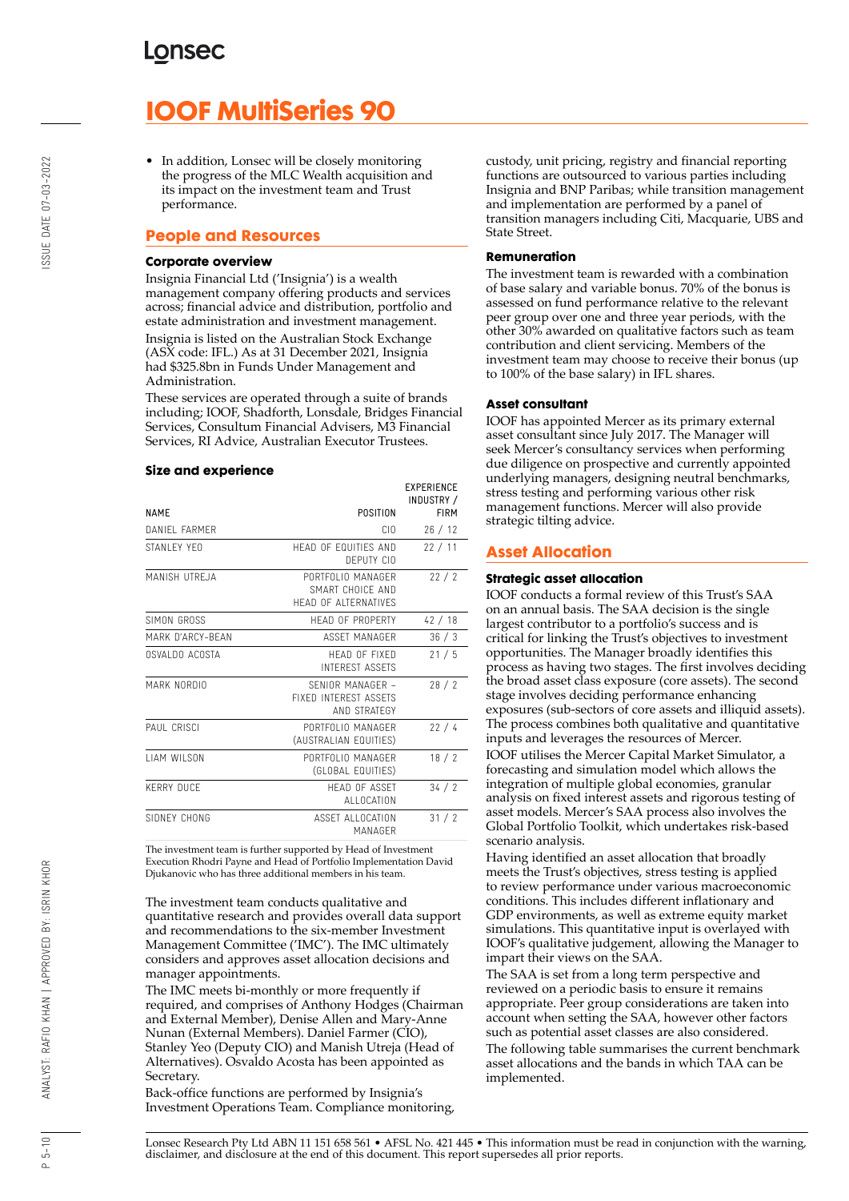# IOOF MultiSeries 90

- In addition, Lonsec will be closely monitoring the progress of the MLC Wealth acquisition and its impact on the investment team and Trust performance.

## People and Resources

### Corporate overview

Insignia Financial Ltd ('Insignia') is a wealth management company offering products and services across; financial advice and distribution, portfolio and estate administration and investment management.

Insignia is listed on the Australian Stock Exchange (ASX code: IFL.) As at 31 December 2021, Insignia had $325.8bn in Funds Under Management and Administration.

These services are operated through a suite of brands including; IOOF, Shadforth, Lonsdale, Bridges Financial Services, Consultum Financial Advisers, M3 Financial Services, RI Advice, Australian Executor Trustees.

### Size and experience

| NAME | POSITION | EXPERIENCE INDUSTRY / FIRM |
|---|---|---|
| DANIEL FARMER | CIO | 26 / 12 |
| STANLEY YEO | HEAD OF EQUITIES AND DEPUTY CIO | 22 / 11 |
| MANISH UTREJA | PORTFOLIO MANAGER SMART CHOICE AND HEAD OF ALTERNATIVES | 22 / 2 |
| SIMON GROSS | HEAD OF PROPERTY | 42 / 18 |
| MARK D'ARCY-BEAN | ASSET MANAGER | 36 / 3 |
| OSVALDO ACOSTA | HEAD OF FIXED INTEREST ASSETS | 21 / 5 |
| MARK NORDIO | SENIOR MANAGER – FIXED INTEREST ASSETS AND STRATEGY | 28 / 2 |
| PAUL CRISCI | PORTFOLIO MANAGER (AUSTRALIAN EQUITIES) | 22 / 4 |
| LIAM WILSON | PORTFOLIO MANAGER (GLOBAL EQUITIES) | 18 / 2 |
| KERRY DUCE | HEAD OF ASSET ALLOCATION | 34 / 2 |
| SIDNEY CHONG | ASSET ALLOCATION MANAGER | 31 / 2 |

The investment team is further supported by Head of Investment Execution Rhodri Payne and Head of Portfolio Implementation David Djukanovic who has three additional members in his team.

The investment team conducts qualitative and quantitative research and provides overall data support and recommendations to the six-member Investment Management Committee ('IMC'). The IMC ultimately considers and approves asset allocation decisions and manager appointments.

The IMC meets bi-monthly or more frequently if required, and comprises of Anthony Hodges (Chairman and External Member), Denise Allen and Mary-Anne Nunan (External Members). Daniel Farmer (CIO), Stanley Yeo (Deputy CIO) and Manish Utreja (Head of Alternatives). Osvaldo Acosta has been appointed as Secretary.

Back-office functions are performed by Insignia's Investment Operations Team. Compliance monitoring, custody, unit pricing, registry and financial reporting functions are outsourced to various parties including Insignia and BNP Paribas; while transition management and implementation are performed by a panel of transition managers including Citi, Macquarie, UBS and State Street.

### Remuneration

The investment team is rewarded with a combination of base salary and variable bonus. 70% of the bonus is assessed on fund performance relative to the relevant peer group over one and three year periods, with the other 30% awarded on qualitative factors such as team contribution and client servicing. Members of the investment team may choose to receive their bonus (up to 100% of the base salary) in IFL shares.

### Asset consultant

IOOF has appointed Mercer as its primary external asset consultant since July 2017. The Manager will seek Mercer's consultancy services when performing due diligence on prospective and currently appointed underlying managers, designing neutral benchmarks, stress testing and performing various other risk management functions. Mercer will also provide strategic tilting advice.

## Asset Allocation

### Strategic asset allocation

IOOF conducts a formal review of this Trust's SAA on an annual basis. The SAA decision is the single largest contributor to a portfolio's success and is critical for linking the Trust's objectives to investment opportunities. The Manager broadly identifies this process as having two stages. The first involves deciding the broad asset class exposure (core assets). The second stage involves deciding performance enhancing exposures (sub-sectors of core assets and illiquid assets). The process combines both qualitative and quantitative inputs and leverages the resources of Mercer.

IOOF utilises the Mercer Capital Market Simulator, a forecasting and simulation model which allows the integration of multiple global economies, granular analysis on fixed interest assets and rigorous testing of asset models. Mercer's SAA process also involves the Global Portfolio Toolkit, which undertakes risk-based scenario analysis.

Having identified an asset allocation that broadly meets the Trust's objectives, stress testing is applied to review performance under various macroeconomic conditions. This includes different inflationary and GDP environments, as well as extreme equity market simulations. This quantitative input is overlayed with IOOF's qualitative judgement, allowing the Manager to impart their views on the SAA.

The SAA is set from a long term perspective and reviewed on a periodic basis to ensure it remains appropriate. Peer group considerations are taken into account when setting the SAA, however other factors such as potential asset classes are also considered.

The following table summarises the current benchmark asset allocations and the bands in which TAA can be implemented.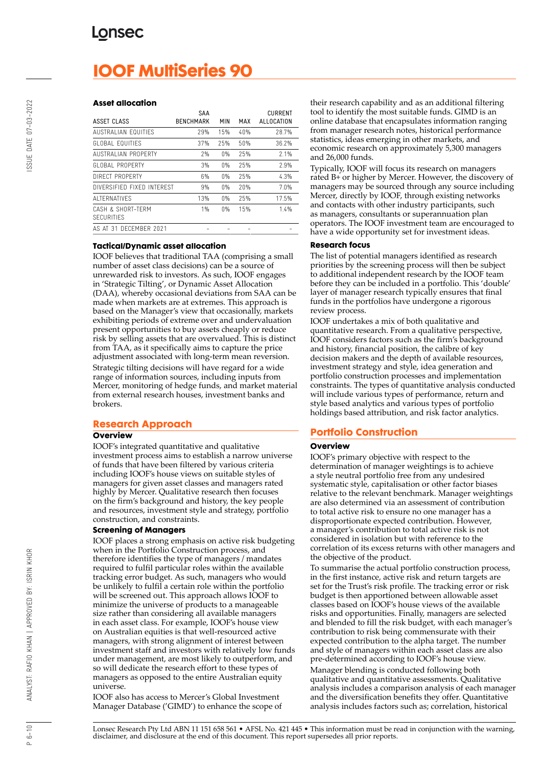# IOOF MultiSeries 90

### Asset allocation

| ASSET CLASS | SAA BENCHMARK | MIN | MAX | CURRENT ALLOCATION |
|---|---|---|---|---|
| AUSTRALIAN EQUITIES | 29% | 15% | 40% | 28.7% |
| GLOBAL EQUITIES | 37% | 25% | 50% | 36.2% |
| AUSTRALIAN PROPERTY | 2% | 0% | 25% | 2.1% |
| GLOBAL PROPERTY | 3% | 0% | 25% | 2.9% |
| DIRECT PROPERTY | 6% | 0% | 25% | 4.3% |
| DIVERSIFIED FIXED INTEREST | 9% | 0% | 20% | 7.0% |
| ALTERNATIVES | 13% | 0% | 25% | 17.5% |
| CASH & SHORT-TERM SECURITIES | 1% | 0% | 15% | 1.4% |
| AS AT 31 DECEMBER 2021 | - | - | - | - |

### Tactical/Dynamic asset allocation

IOOF believes that traditional TAA (comprising a small number of asset class decisions) can be a source of unrewarded risk to investors. As such, IOOF engages in 'Strategic Tilting', or Dynamic Asset Allocation (DAA), whereby occasional deviations from SAA can be made when markets are at extremes. This approach is based on the Manager's view that occasionally, markets exhibiting periods of extreme over and undervaluation present opportunities to buy assets cheaply or reduce risk by selling assets that are overvalued. This is distinct from TAA, as it specifically aims to capture the price adjustment associated with long-term mean reversion.

Strategic tilting decisions will have regard for a wide range of information sources, including inputs from Mercer, monitoring of hedge funds, and market material from external research houses, investment banks and brokers.

## Research Approach

### Overview

IOOF's integrated quantitative and qualitative investment process aims to establish a narrow universe of funds that have been filtered by various criteria including IOOF's house views on suitable styles of managers for given asset classes and managers rated highly by Mercer. Qualitative research then focuses on the firm's background and history, the key people and resources, investment style and strategy, portfolio construction, and constraints.

### Screening of Managers

IOOF places a strong emphasis on active risk budgeting when in the Portfolio Construction process, and therefore identifies the type of managers / mandates required to fulfil particular roles within the available tracking error budget. As such, managers who would be unlikely to fulfil a certain role within the portfolio will be screened out. This approach allows IOOF to minimize the universe of products to a manageable size rather than considering all available managers in each asset class. For example, IOOF's house view on Australian equities is that well-resourced active managers, with strong alignment of interest between investment staff and investors with relatively low funds under management, are most likely to outperform, and so will dedicate the research effort to these types of managers as opposed to the entire Australian equity universe.

IOOF also has access to Mercer's Global Investment Manager Database ('GIMD') to enhance the scope of their research capability and as an additional filtering tool to identify the most suitable funds. GIMD is an online database that encapsulates information ranging from manager research notes, historical performance statistics, ideas emerging in other markets, and economic research on approximately 5,300 managers and 26,000 funds.

Typically, IOOF will focus its research on managers rated B+ or higher by Mercer. However, the discovery of managers may be sourced through any source including Mercer, directly by IOOF, through existing networks and contacts with other industry participants, such as managers, consultants or superannuation plan operators. The IOOF investment team are encouraged to have a wide opportunity set for investment ideas.

### Research focus

The list of potential managers identified as research priorities by the screening process will then be subject to additional independent research by the IOOF team before they can be included in a portfolio. This 'double' layer of manager research typically ensures that final funds in the portfolios have undergone a rigorous review process.

IOOF undertakes a mix of both qualitative and quantitative research. From a qualitative perspective, IOOF considers factors such as the firm's background and history, financial position, the calibre of key decision makers and the depth of available resources, investment strategy and style, idea generation and portfolio construction processes and implementation constraints. The types of quantitative analysis conducted will include various types of performance, return and style based analytics and various types of portfolio holdings based attribution, and risk factor analytics.

## Portfolio Construction

### Overview

IOOF's primary objective with respect to the determination of manager weightings is to achieve a style neutral portfolio free from any undesired systematic style, capitalisation or other factor biases relative to the relevant benchmark. Manager weightings are also determined via an assessment of contribution to total active risk to ensure no one manager has a disproportionate expected contribution. However, a manager's contribution to total active risk is not considered in isolation but with reference to the correlation of its excess returns with other managers and the objective of the product.

To summarise the actual portfolio construction process, in the first instance, active risk and return targets are set for the Trust's risk profile. The tracking error or risk budget is then apportioned between allowable asset classes based on IOOF's house views of the available risks and opportunities. Finally, managers are selected and blended to fill the risk budget, with each manager's contribution to risk being commensurate with their expected contribution to the alpha target. The number and style of managers within each asset class are also pre-determined according to IOOF's house view.

Manager blending is conducted following both qualitative and quantitative assessments. Qualitative analysis includes a comparison analysis of each manager and the diversification benefits they offer. Quantitative analysis includes factors such as; correlation, historical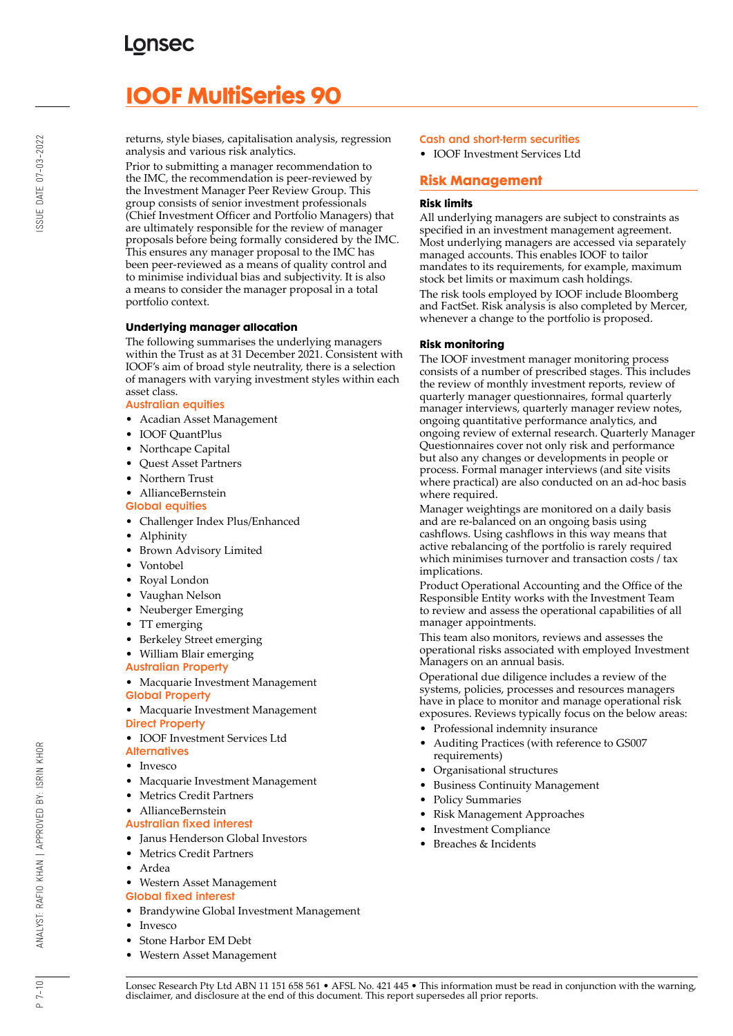returns, style biases, capitalisation analysis, regression analysis and various risk analytics.

Prior to submitting a manager recommendation to the IMC, the recommendation is peer-reviewed by the Investment Manager Peer Review Group. This group consists of senior investment professionals (Chief Investment Officer and Portfolio Managers) that are ultimately responsible for the review of manager proposals before being formally considered by the IMC. This ensures any manager proposal to the IMC has been peer-reviewed as a means of quality control and to minimise individual bias and subjectivity. It is also a means to consider the manager proposal in a total portfolio context.

### Underlying manager allocation

The following summarises the underlying managers within the Trust as at 31 December 2021. Consistent with IOOF's aim of broad style neutrality, there is a selection of managers with varying investment styles within each asset class.

**Australian equities**

- Acadian Asset Management
- IOOF QuantPlus
- Northcape Capital
- Quest Asset Partners
- Northern Trust
- AllianceBernstein

**Global equities**

- Challenger Index Plus/Enhanced
- Alphinity
- Brown Advisory Limited
- Vontobel
- Royal London
- Vaughan Nelson
- Neuberger Emerging
- TT emerging
- Berkeley Street emerging
- William Blair emerging

**Australian Property**

- Macquarie Investment Management

**Global Property**

- Macquarie Investment Management

**Direct Property**

- IOOF Investment Services Ltd

**Alternatives**

- Invesco
- Macquarie Investment Management
- Metrics Credit Partners
- AllianceBernstein

**Australian fixed interest**

- Janus Henderson Global Investors
- Metrics Credit Partners
- Ardea
- Western Asset Management

**Global fixed interest**

- Brandywine Global Investment Management
- Invesco
- Stone Harbor EM Debt
- Western Asset Management

**Cash and short-term securities**

- IOOF Investment Services Ltd

## Risk Management

### Risk limits

All underlying managers are subject to constraints as specified in an investment management agreement. Most underlying managers are accessed via separately managed accounts. This enables IOOF to tailor mandates to its requirements, for example, maximum stock bet limits or maximum cash holdings.

The risk tools employed by IOOF include Bloomberg and FactSet. Risk analysis is also completed by Mercer, whenever a change to the portfolio is proposed.

### Risk monitoring

The IOOF investment manager monitoring process consists of a number of prescribed stages. This includes the review of monthly investment reports, review of quarterly manager questionnaires, formal quarterly manager interviews, quarterly manager review notes, ongoing quantitative performance analytics, and ongoing review of external research. Quarterly Manager Questionnaires cover not only risk and performance but also any changes or developments in people or process. Formal manager interviews (and site visits where practical) are also conducted on an ad-hoc basis where required.

Manager weightings are monitored on a daily basis and are re-balanced on an ongoing basis using cashflows. Using cashflows in this way means that active rebalancing of the portfolio is rarely required which minimises turnover and transaction costs / tax implications.

Product Operational Accounting and the Office of the Responsible Entity works with the Investment Team to review and assess the operational capabilities of all manager appointments.

This team also monitors, reviews and assesses the operational risks associated with employed Investment Managers on an annual basis.

Operational due diligence includes a review of the systems, policies, processes and resources managers have in place to monitor and manage operational risk exposures. Reviews typically focus on the below areas:

- Professional indemnity insurance
- Auditing Practices (with reference to GS007 requirements)
- Organisational structures
- Business Continuity Management
- Policy Summaries
- Risk Management Approaches
- Investment Compliance
- Breaches & Incidents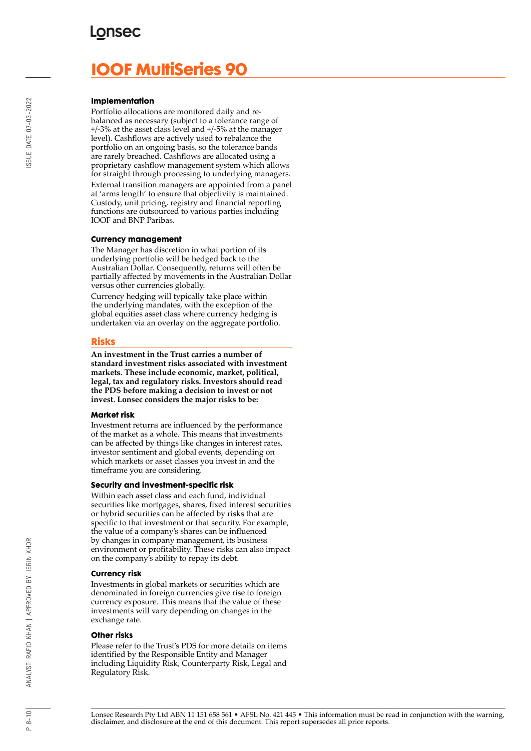# IOOF MultiSeries 90

### Implementation

Portfolio allocations are monitored daily and re-balanced as necessary (subject to a tolerance range of +/-3% at the asset class level and +/-5% at the manager level). Cashflows are actively used to rebalance the portfolio on an ongoing basis, so the tolerance bands are rarely breached. Cashflows are allocated using a proprietary cashflow management system which allows for straight through processing to underlying managers.

External transition managers are appointed from a panel at 'arms length' to ensure that objectivity is maintained. Custody, unit pricing, registry and financial reporting functions are outsourced to various parties including IOOF and BNP Paribas.

### Currency management

The Manager has discretion in what portion of its underlying portfolio will be hedged back to the Australian Dollar. Consequently, returns will often be partially affected by movements in the Australian Dollar versus other currencies globally.

Currency hedging will typically take place within the underlying mandates, with the exception of the global equities asset class where currency hedging is undertaken via an overlay on the aggregate portfolio.

## Risks

**An investment in the Trust carries a number of standard investment risks associated with investment markets. These include economic, market, political, legal, tax and regulatory risks. Investors should read the PDS before making a decision to invest or not invest. Lonsec considers the major risks to be:**

### Market risk

Investment returns are influenced by the performance of the market as a whole. This means that investments can be affected by things like changes in interest rates, investor sentiment and global events, depending on which markets or asset classes you invest in and the timeframe you are considering.

### Security and investment-specific risk

Within each asset class and each fund, individual securities like mortgages, shares, fixed interest securities or hybrid securities can be affected by risks that are specific to that investment or that security. For example, the value of a company's shares can be influenced by changes in company management, its business environment or profitability. These risks can also impact on the company's ability to repay its debt.

### Currency risk

Investments in global markets or securities which are denominated in foreign currencies give rise to foreign currency exposure. This means that the value of these investments will vary depending on changes in the exchange rate.

### Other risks

Please refer to the Trust's PDS for more details on items identified by the Responsible Entity and Manager including Liquidity Risk, Counterparty Risk, Legal and Regulatory Risk.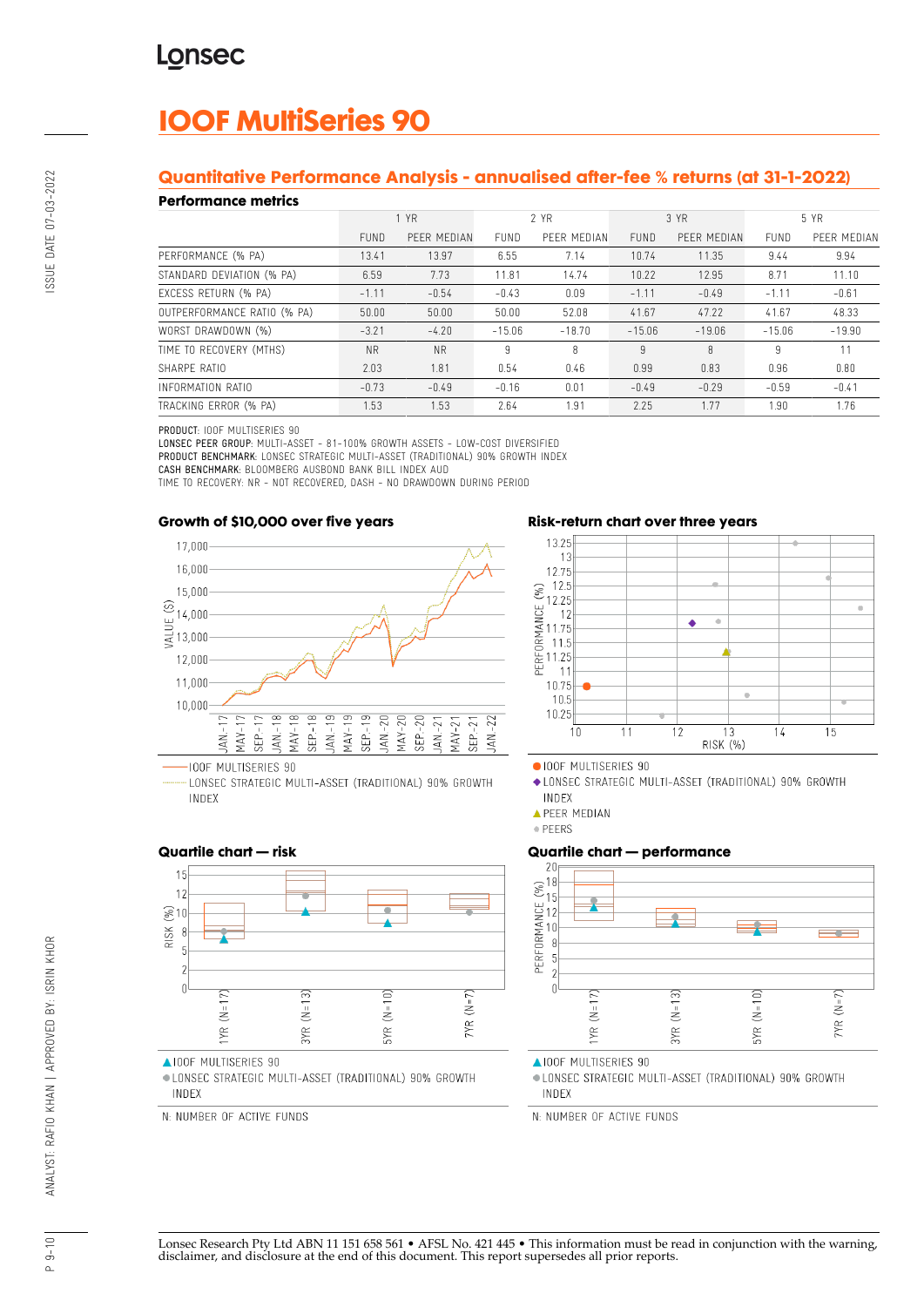# IOOF MultiSeries 90

## Quantitative Performance Analysis - annualised after-fee % returns (at 31-1-2022)

### Performance metrics

| | 1 YR | | 2 YR | | 3 YR | | 5 YR | |
|---|---|---|---|---|---|---|---|---|
| | FUND | PEER MEDIAN | FUND | PEER MEDIAN | FUND | PEER MEDIAN | FUND | PEER MEDIAN |
| PERFORMANCE (% PA) | 13.41 | 13.97 | 6.55 | 7.14 | 10.74 | 11.35 | 9.44 | 9.94 |
| STANDARD DEVIATION (% PA) | 6.59 | 7.73 | 11.81 | 14.74 | 10.22 | 12.95 | 8.71 | 11.10 |
| EXCESS RETURN (% PA) | -1.11 | -0.54 | -0.43 | 0.09 | -1.11 | -0.49 | -1.11 | -0.61 |
| OUTPERFORMANCE RATIO (% PA) | 50.00 | 50.00 | 50.00 | 52.08 | 41.67 | 47.22 | 41.67 | 48.33 |
| WORST DRAWDOWN (%) | -3.21 | -4.20 | -15.06 | -18.70 | -15.06 | -19.06 | -15.06 | -19.90 |
| TIME TO RECOVERY (MTHS) | NR | NR | 9 | 8 | 9 | 8 | 9 | 11 |
| SHARPE RATIO | 2.03 | 1.81 | 0.54 | 0.46 | 0.99 | 0.83 | 0.96 | 0.80 |
| INFORMATION RATIO | -0.73 | -0.49 | -0.16 | 0.01 | -0.49 | -0.29 | -0.59 | -0.41 |
| TRACKING ERROR (% PA) | 1.53 | 1.53 | 2.64 | 1.91 | 2.25 | 1.77 | 1.90 | 1.76 |

**PRODUCT:** IOOF MULTISERIES 90
**LONSEC PEER GROUP:** MULTI-ASSET - 81-100% GROWTH ASSETS - LOW-COST DIVERSIFIED
**PRODUCT BENCHMARK:** LONSEC STRATEGIC MULTI-ASSET (TRADITIONAL) 90% GROWTH INDEX
**CASH BENCHMARK:** BLOOMBERG AUSBOND BANK BILL INDEX AUD
TIME TO RECOVERY: NR - NOT RECOVERED, DASH - NO DRAWDOWN DURING PERIOD

### Growth of $10,000 over five years

IOOF MULTISERIES 90
LONSEC STRATEGIC MULTI-ASSET (TRADITIONAL) 90% GROWTH INDEX

### Risk-return chart over three years

IOOF MULTISERIES 90
LONSEC STRATEGIC MULTI-ASSET (TRADITIONAL) 90% GROWTH INDEX
PEER MEDIAN
PEERS

### Quartile chart — risk

IOOF MULTISERIES 90
LONSEC STRATEGIC MULTI-ASSET (TRADITIONAL) 90% GROWTH INDEX

N: NUMBER OF ACTIVE FUNDS

### Quartile chart — performance

IOOF MULTISERIES 90
LONSEC STRATEGIC MULTI-ASSET (TRADITIONAL) 90% GROWTH INDEX

N: NUMBER OF ACTIVE FUNDS

Lonsec Research Pty Ltd ABN 11 151 658 561 • AFSL No. 421 445 • This information must be read in conjunction with the warning, disclaimer, and disclosure at the end of this document. This report supersedes all prior reports.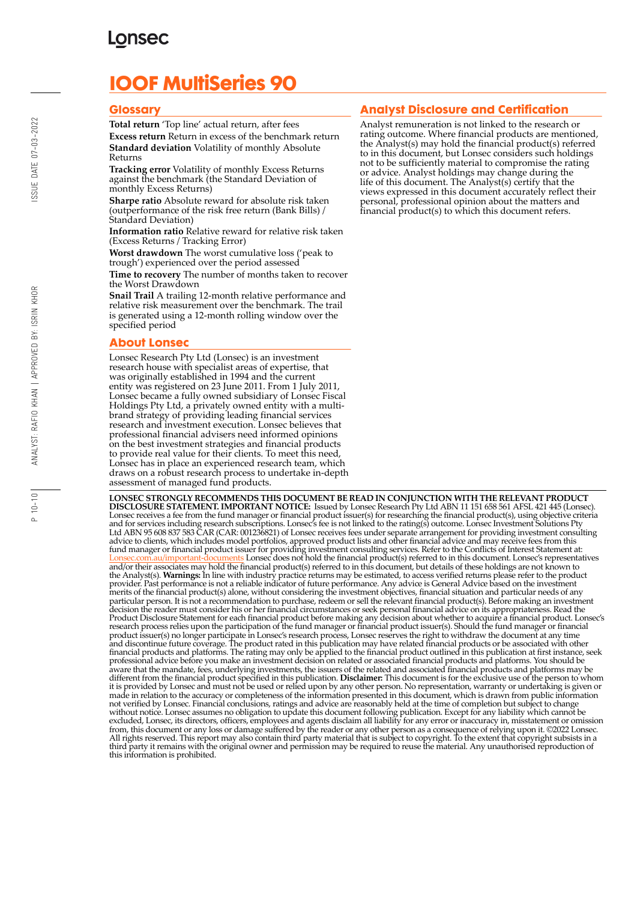# IOOF MultiSeries 90

## Glossary

**Total return** 'Top line' actual return, after fees

**Excess return** Return in excess of the benchmark return

**Standard deviation** Volatility of monthly Absolute Returns

**Tracking error** Volatility of monthly Excess Returns against the benchmark (the Standard Deviation of monthly Excess Returns)

**Sharpe ratio** Absolute reward for absolute risk taken (outperformance of the risk free return (Bank Bills) / Standard Deviation)

**Information ratio** Relative reward for relative risk taken (Excess Returns / Tracking Error)

**Worst drawdown** The worst cumulative loss ('peak to trough') experienced over the period assessed

**Time to recovery** The number of months taken to recover the Worst Drawdown

**Snail Trail** A trailing 12-month relative performance and relative risk measurement over the benchmark. The trail is generated using a 12-month rolling window over the specified period

## About Lonsec

Lonsec Research Pty Ltd (Lonsec) is an investment research house with specialist areas of expertise, that was originally established in 1994 and the current entity was registered on 23 June 2011. From 1 July 2011, Lonsec became a fully owned subsidiary of Lonsec Fiscal Holdings Pty Ltd, a privately owned entity with a multi-brand strategy of providing leading financial services research and investment execution. Lonsec believes that professional financial advisers need informed opinions on the best investment strategies and financial products to provide real value for their clients. To meet this need, Lonsec has in place an experienced research team, which draws on a robust research process to undertake in-depth assessment of managed fund products.

## Analyst Disclosure and Certification

Analyst remuneration is not linked to the research or rating outcome. Where financial products are mentioned, the Analyst(s) may hold the financial product(s) referred to in this document, but Lonsec considers such holdings not to be sufficiently material to compromise the rating or advice. Analyst holdings may change during the life of this document. The Analyst(s) certify that the views expressed in this document accurately reflect their personal, professional opinion about the matters and financial product(s) to which this document refers.

**LONSEC STRONGLY RECOMMENDS THIS DOCUMENT BE READ IN CONJUNCTION WITH THE RELEVANT PRODUCT DISCLOSURE STATEMENT. IMPORTANT NOTICE:** Issued by Lonsec Research Pty Ltd ABN 11 151 658 561 AFSL 421 445 (Lonsec). Lonsec receives a fee from the fund manager or financial product issuer(s) for researching the financial product(s), using objective criteria and for services including research subscriptions. Lonsec's fee is not linked to the rating(s) outcome. Lonsec Investment Solutions Pty Ltd ABN 95 608 837 583 CAR (CAR: 001236821) of Lonsec receives fees under separate arrangement for providing investment consulting advice to clients, which includes model portfolios, approved product lists and other financial advice and may receive fees from this fund manager or financial product issuer for providing investment consulting services. Refer to the Conflicts of Interest Statement at: Lonsec.com.au/important-documents Lonsec does not hold the financial product(s) referred to in this document. Lonsec's representatives and/or their associates may hold the financial product(s) referred to in this document, but details of these holdings are not known to the Analyst(s). **Warnings:** In line with industry practice returns may be estimated, to access verified returns please refer to the product provider. Past performance is not a reliable indicator of future performance. Any advice is General Advice based on the investment merits of the financial product(s) alone, without considering the investment objectives, financial situation and particular needs of any particular person. It is not a recommendation to purchase, redeem or sell the relevant financial product(s). Before making an investment decision the reader must consider his or her financial circumstances or seek personal financial advice on its appropriateness. Read the Product Disclosure Statement for each financial product before making any decision about whether to acquire a financial product. Lonsec's research process relies upon the participation of the fund manager or financial product issuer(s). Should the fund manager or financial product issuer(s) no longer participate in Lonsec's research process, Lonsec reserves the right to withdraw the document at any time and discontinue future coverage. The product rated in this publication may have related financial products or be associated with other financial products and platforms. The rating may only be applied to the financial product outlined in this publication at first instance, seek professional advice before you make an investment decision on related or associated financial products and platforms. You should be aware that the mandate, fees, underlying investments, the issuers of the related and associated financial products and platforms may be different from the financial product specified in this publication. **Disclaimer:** This document is for the exclusive use of the person to whom it is provided by Lonsec and must not be used or relied upon by any other person. No representation, warranty or undertaking is given or made in relation to the accuracy or completeness of the information presented in this document, which is drawn from public information not verified by Lonsec. Financial conclusions, ratings and advice are reasonably held at the time of completion but subject to change without notice. Lonsec assumes no obligation to update this document following publication. Except for any liability which cannot be excluded, Lonsec, its directors, officers, employees and agents disclaim all liability for any error or inaccuracy in, misstatement or omission from, this document or any loss or damage suffered by the reader or any other person as a consequence of relying upon it. ©2022 Lonsec. All rights reserved. This report may also contain third party material that is subject to copyright. To the extent that copyright subsists in a third party it remains with the original owner and permission may be required to reuse the material. Any unauthorised reproduction of this information is prohibited.